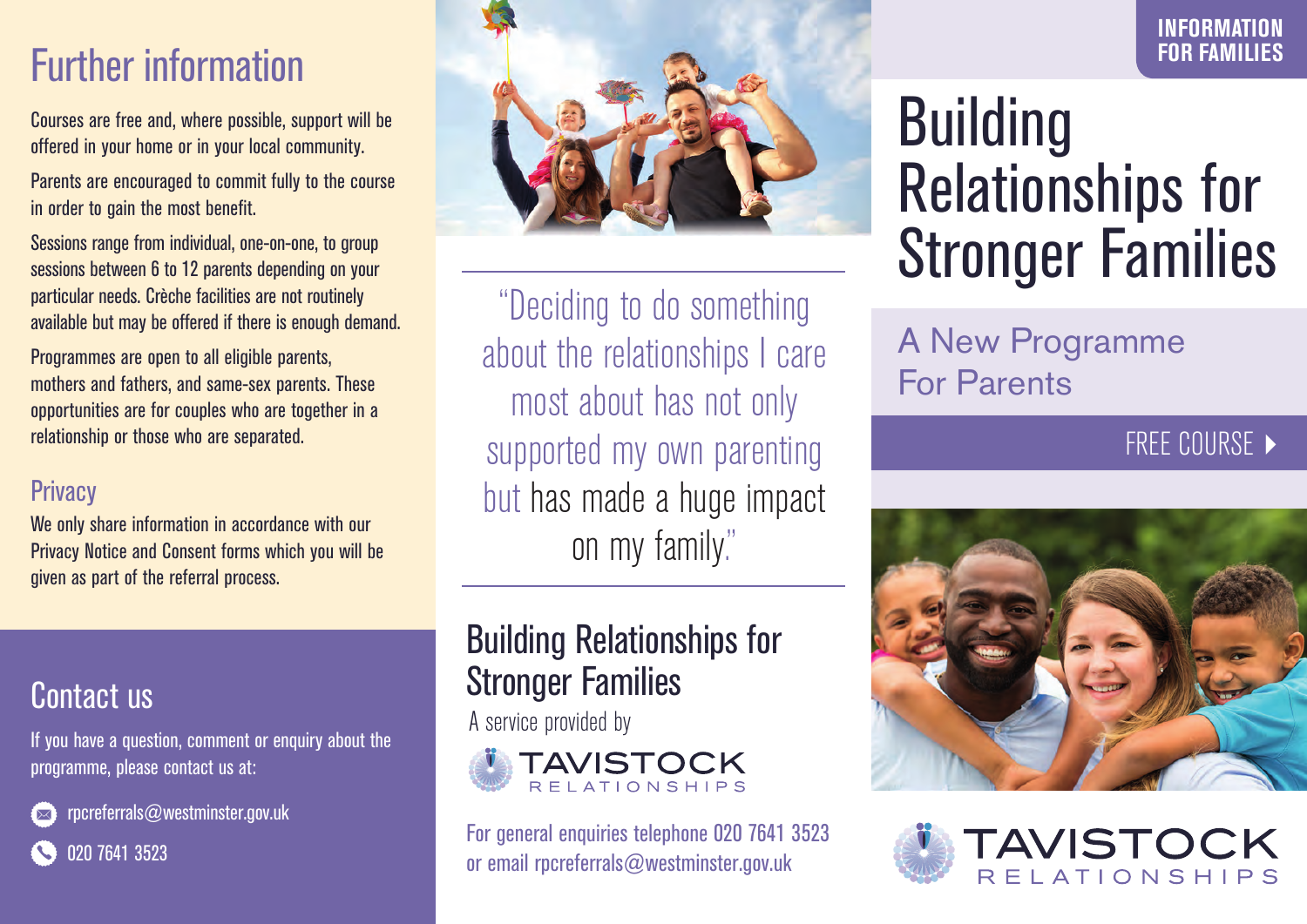# Further information

Courses are free and, where possible, support will be offered in your home or in your local community.

Parents are encouraged to commit fully to the course in order to gain the most benefit.

Sessions range from individual, one-on-one, to group sessions between 6 to 12 parents depending on your particular needs. Crèche facilities are not routinely available but may be offered if there is enough demand.

Programmes are open to all eligible parents, mothers and fathers, and same-sex parents. These opportunities are for couples who are together in a relationship or those who are separated.

## Privacy

We only share information in accordance with our Privacy Notice and Consent forms which you will be given as part of the referral process.

## Contact us

If you have a question, comment or enquiry about the programme, please contact us at:

rpcreferrals@westminster.gov.uk

020 7641 3523

"Deciding to do something about the relationships I care most about has not only supported my own parenting but has made a huge impact on my family."

## Building Relationships for Stronger Families

A service provided by

TAVISTOCK RELATIONSHIPS

For general enquiries telephone 020 7641 3523 or email rpcreferrals@westminster.gov.uk

**INFORMATION FOR FAMILIES**

# Building Relationships for Stronger Families

## A New Programme For Parents

FREE COURSE ▶

TAVISTOCK RELATIONSHIPS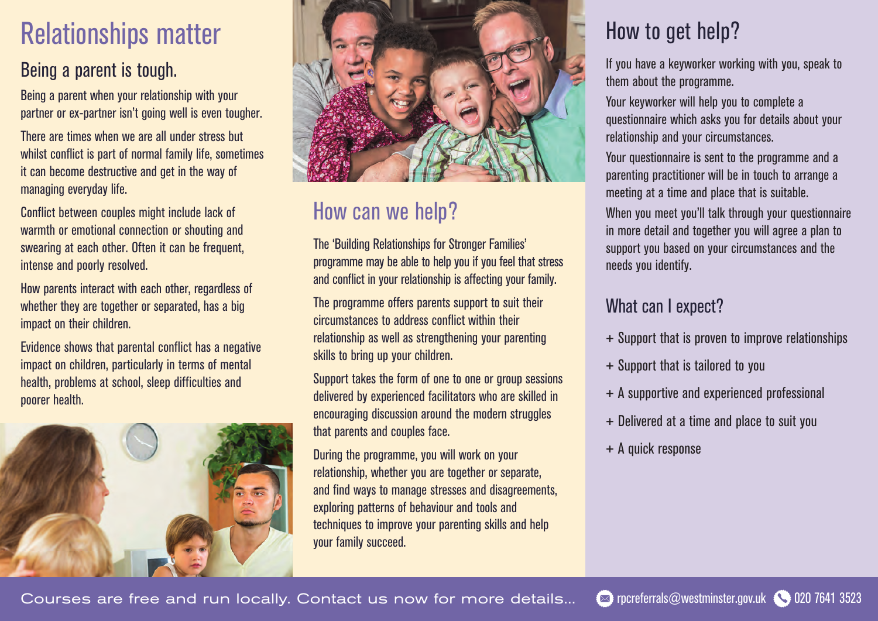# Relationships matter

## Being a parent is tough.

Being a parent when your relationship with your partner or ex-partner isn't going well is even tougher.

There are times when we are all under stress but whilst conflict is part of normal family life, sometimes it can become destructive and get in the way of managing everyday life.

Conflict between couples might include lack of warmth or emotional connection or shouting and swearing at each other. Often it can be frequent, intense and poorly resolved.

How parents interact with each other, regardless of whether they are together or separated, has a big impact on their children.

Evidence shows that parental conflict has a negative impact on children, particularly in terms of mental health, problems at school, sleep difficulties and poorer health.

## How can we help?

The 'Building Relationships for Stronger Families' programme may be able to help you if you feel that stress and conflict in your relationship is affecting your family.

The programme offers parents support to suit their circumstances to address conflict within their relationship as well as strengthening your parenting skills to bring up your children.

Support takes the form of one to one or group sessions delivered by experienced facilitators who are skilled in encouraging discussion around the modern struggles that parents and couples face.

During the programme, you will work on your relationship, whether you are together or separate, and find ways to manage stresses and disagreements, exploring patterns of behaviour and tools and techniques to improve your parenting skills and help your family succeed.

## How to get help?

If you have a keyworker working with you, speak to them about the programme.

Your keyworker will help you to complete a questionnaire which asks you for details about your relationship and your circumstances.

Your questionnaire is sent to the programme and a parenting practitioner will be in touch to arrange a meeting at a time and place that is suitable.

When you meet you'll talk through your questionnaire in more detail and together you will agree a plan to support you based on your circumstances and the needs you identify.

## What can I expect?

+ Support that is proven to improve relationships
+ Support that is tailored to you
+ A supportive and experienced professional
+ Delivered at a time and place to suit you
+ A quick response

Courses are free and run locally. Contact us now for more details... rpcreferrals@westminster.gov.uk 020 7641 3523